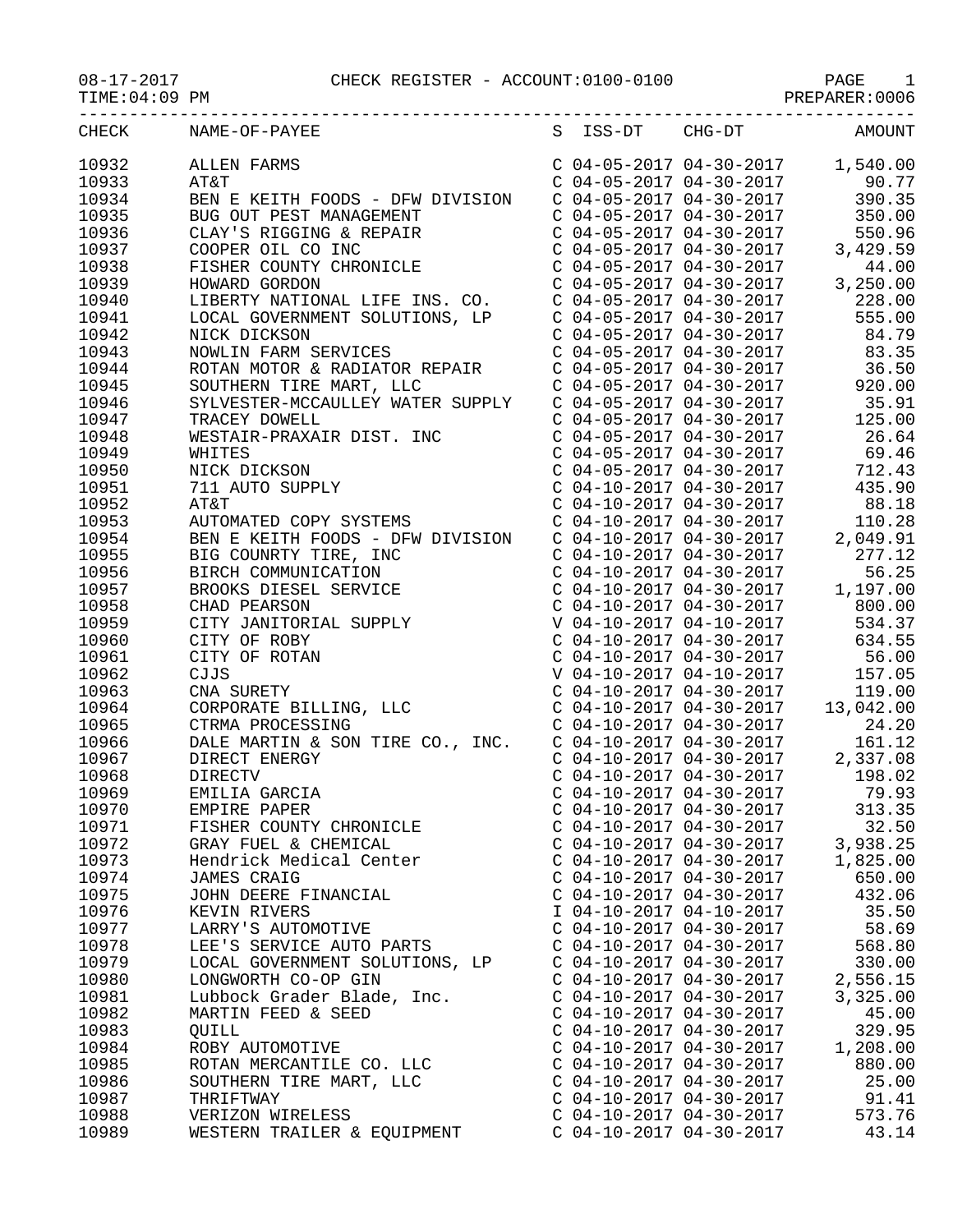08-17-2017 CHECK REGISTER - ACCOUNT:0100-0100

TIME:04:09 PM PREPARER:0006

| CHECK | NAME-OF-PAYEE | S | ISS-DT | CHG-DT | AMOUNT |
|---|---|---|---|---|---|
| 10932 | ALLEN FARMS | C | 04-05-2017 | 04-30-2017 | 1,540.00 |
| 10933 | AT&T | C | 04-05-2017 | 04-30-2017 | 90.77 |
| 10934 | BEN E KEITH FOODS - DFW DIVISION | C | 04-05-2017 | 04-30-2017 | 390.35 |
| 10935 | BUG OUT PEST MANAGEMENT | C | 04-05-2017 | 04-30-2017 | 350.00 |
| 10936 | CLAY'S RIGGING & REPAIR | C | 04-05-2017 | 04-30-2017 | 550.96 |
| 10937 | COOPER OIL CO INC | C | 04-05-2017 | 04-30-2017 | 3,429.59 |
| 10938 | FISHER COUNTY CHRONICLE | C | 04-05-2017 | 04-30-2017 | 44.00 |
| 10939 | HOWARD GORDON | C | 04-05-2017 | 04-30-2017 | 3,250.00 |
| 10940 | LIBERTY NATIONAL LIFE INS. CO. | C | 04-05-2017 | 04-30-2017 | 228.00 |
| 10941 | LOCAL GOVERNMENT SOLUTIONS, LP | C | 04-05-2017 | 04-30-2017 | 555.00 |
| 10942 | NICK DICKSON | C | 04-05-2017 | 04-30-2017 | 84.79 |
| 10943 | NOWLIN FARM SERVICES | C | 04-05-2017 | 04-30-2017 | 83.35 |
| 10944 | ROTAN MOTOR & RADIATOR REPAIR | C | 04-05-2017 | 04-30-2017 | 36.50 |
| 10945 | SOUTHERN TIRE MART, LLC | C | 04-05-2017 | 04-30-2017 | 920.00 |
| 10946 | SYLVESTER-MCCAULLEY WATER SUPPLY | C | 04-05-2017 | 04-30-2017 | 35.91 |
| 10947 | TRACEY DOWELL | C | 04-05-2017 | 04-30-2017 | 125.00 |
| 10948 | WESTAIR-PRAXAIR DIST. INC | C | 04-05-2017 | 04-30-2017 | 26.64 |
| 10949 | WHITES | C | 04-05-2017 | 04-30-2017 | 69.46 |
| 10950 | NICK DICKSON | C | 04-05-2017 | 04-30-2017 | 712.43 |
| 10951 | 711 AUTO SUPPLY | C | 04-10-2017 | 04-30-2017 | 435.90 |
| 10952 | AT&T | C | 04-10-2017 | 04-30-2017 | 88.18 |
| 10953 | AUTOMATED COPY SYSTEMS | C | 04-10-2017 | 04-30-2017 | 110.28 |
| 10954 | BEN E KEITH FOODS - DFW DIVISION | C | 04-10-2017 | 04-30-2017 | 2,049.91 |
| 10955 | BIG COUNRTY TIRE, INC | C | 04-10-2017 | 04-30-2017 | 277.12 |
| 10956 | BIRCH COMMUNICATION | C | 04-10-2017 | 04-30-2017 | 56.25 |
| 10957 | BROOKS DIESEL SERVICE | C | 04-10-2017 | 04-30-2017 | 1,197.00 |
| 10958 | CHAD PEARSON | C | 04-10-2017 | 04-30-2017 | 800.00 |
| 10959 | CITY JANITORIAL SUPPLY | V | 04-10-2017 | 04-10-2017 | 534.37 |
| 10960 | CITY OF ROBY | C | 04-10-2017 | 04-30-2017 | 634.55 |
| 10961 | CITY OF ROTAN | C | 04-10-2017 | 04-30-2017 | 56.00 |
| 10962 | CJJS | V | 04-10-2017 | 04-10-2017 | 157.05 |
| 10963 | CNA SURETY | C | 04-10-2017 | 04-30-2017 | 119.00 |
| 10964 | CORPORATE BILLING, LLC | C | 04-10-2017 | 04-30-2017 | 13,042.00 |
| 10965 | CTRMA PROCESSING | C | 04-10-2017 | 04-30-2017 | 24.20 |
| 10966 | DALE MARTIN & SON TIRE CO., INC. | C | 04-10-2017 | 04-30-2017 | 161.12 |
| 10967 | DIRECT ENERGY | C | 04-10-2017 | 04-30-2017 | 2,337.08 |
| 10968 | DIRECTV | C | 04-10-2017 | 04-30-2017 | 198.02 |
| 10969 | EMILIA GARCIA | C | 04-10-2017 | 04-30-2017 | 79.93 |
| 10970 | EMPIRE PAPER | C | 04-10-2017 | 04-30-2017 | 313.35 |
| 10971 | FISHER COUNTY CHRONICLE | C | 04-10-2017 | 04-30-2017 | 32.50 |
| 10972 | GRAY FUEL & CHEMICAL | C | 04-10-2017 | 04-30-2017 | 3,938.25 |
| 10973 | Hendrick Medical Center | C | 04-10-2017 | 04-30-2017 | 1,825.00 |
| 10974 | JAMES CRAIG | C | 04-10-2017 | 04-30-2017 | 650.00 |
| 10975 | JOHN DEERE FINANCIAL | C | 04-10-2017 | 04-30-2017 | 432.06 |
| 10976 | KEVIN RIVERS | I | 04-10-2017 | 04-10-2017 | 35.50 |
| 10977 | LARRY'S AUTOMOTIVE | C | 04-10-2017 | 04-30-2017 | 58.69 |
| 10978 | LEE'S SERVICE AUTO PARTS | C | 04-10-2017 | 04-30-2017 | 568.80 |
| 10979 | LOCAL GOVERNMENT SOLUTIONS, LP | C | 04-10-2017 | 04-30-2017 | 330.00 |
| 10980 | LONGWORTH CO-OP GIN | C | 04-10-2017 | 04-30-2017 | 2,556.15 |
| 10981 | Lubbock Grader Blade, Inc. | C | 04-10-2017 | 04-30-2017 | 3,325.00 |
| 10982 | MARTIN FEED & SEED | C | 04-10-2017 | 04-30-2017 | 45.00 |
| 10983 | QUILL | C | 04-10-2017 | 04-30-2017 | 329.95 |
| 10984 | ROBY AUTOMOTIVE | C | 04-10-2017 | 04-30-2017 | 1,208.00 |
| 10985 | ROTAN MERCANTILE CO. LLC | C | 04-10-2017 | 04-30-2017 | 880.00 |
| 10986 | SOUTHERN TIRE MART, LLC | C | 04-10-2017 | 04-30-2017 | 25.00 |
| 10987 | THRIFTWAY | C | 04-10-2017 | 04-30-2017 | 91.41 |
| 10988 | VERIZON WIRELESS | C | 04-10-2017 | 04-30-2017 | 573.76 |
| 10989 | WESTERN TRAILER & EQUIPMENT | C | 04-10-2017 | 04-30-2017 | 43.14 |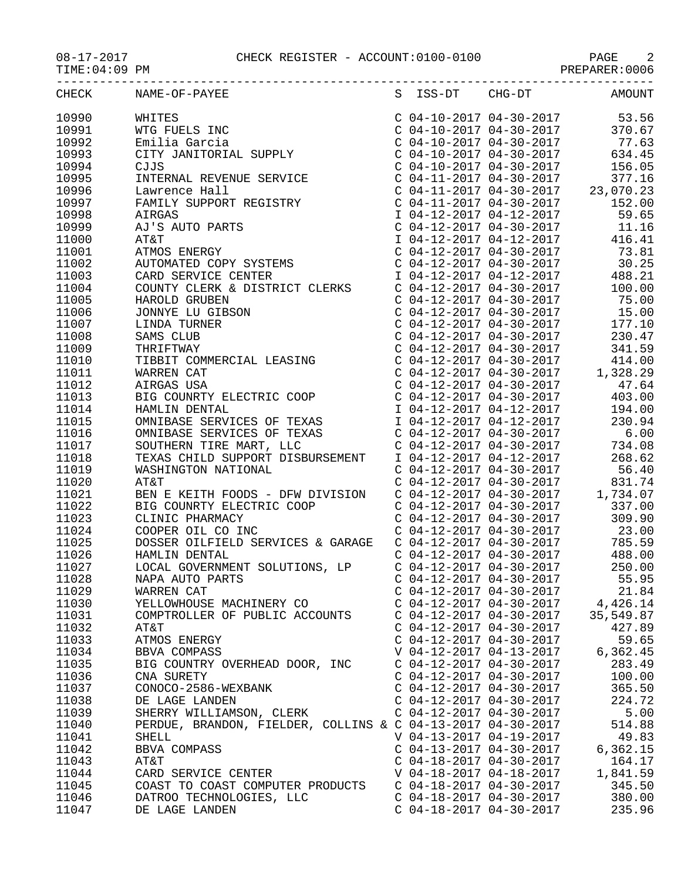08-17-2017 CHECK REGISTER - ACCOUNT:0100-0100

TIME:04:09 PM PREPARER:0006

| CHECK | NAME-OF-PAYEE | S | ISS-DT | CHG-DT | AMOUNT |
|---|---|---|---|---|---|
| 10990 | WHITES | C | 04-10-2017 | 04-30-2017 | 53.56 |
| 10991 | WTG FUELS INC | C | 04-10-2017 | 04-30-2017 | 370.67 |
| 10992 | Emilia Garcia | C | 04-10-2017 | 04-30-2017 | 77.63 |
| 10993 | CITY JANITORIAL SUPPLY | C | 04-10-2017 | 04-30-2017 | 634.45 |
| 10994 | CJJS | C | 04-10-2017 | 04-30-2017 | 156.05 |
| 10995 | INTERNAL REVENUE SERVICE | C | 04-11-2017 | 04-30-2017 | 377.16 |
| 10996 | Lawrence Hall | C | 04-11-2017 | 04-30-2017 | 23,070.23 |
| 10997 | FAMILY SUPPORT REGISTRY | C | 04-11-2017 | 04-30-2017 | 152.00 |
| 10998 | AIRGAS | I | 04-12-2017 | 04-12-2017 | 59.65 |
| 10999 | AJ'S AUTO PARTS | C | 04-12-2017 | 04-30-2017 | 11.16 |
| 11000 | AT&T | I | 04-12-2017 | 04-12-2017 | 416.41 |
| 11001 | ATMOS ENERGY | C | 04-12-2017 | 04-30-2017 | 73.81 |
| 11002 | AUTOMATED COPY SYSTEMS | C | 04-12-2017 | 04-30-2017 | 30.25 |
| 11003 | CARD SERVICE CENTER | I | 04-12-2017 | 04-12-2017 | 488.21 |
| 11004 | COUNTY CLERK & DISTRICT CLERKS | C | 04-12-2017 | 04-30-2017 | 100.00 |
| 11005 | HAROLD GRUBEN | C | 04-12-2017 | 04-30-2017 | 75.00 |
| 11006 | JONNYE LU GIBSON | C | 04-12-2017 | 04-30-2017 | 15.00 |
| 11007 | LINDA TURNER | C | 04-12-2017 | 04-30-2017 | 177.10 |
| 11008 | SAMS CLUB | C | 04-12-2017 | 04-30-2017 | 230.47 |
| 11009 | THRIFTWAY | C | 04-12-2017 | 04-30-2017 | 341.59 |
| 11010 | TIBBIT COMMERCIAL LEASING | C | 04-12-2017 | 04-30-2017 | 414.00 |
| 11011 | WARREN CAT | C | 04-12-2017 | 04-30-2017 | 1,328.29 |
| 11012 | AIRGAS USA | C | 04-12-2017 | 04-30-2017 | 47.64 |
| 11013 | BIG COUNRTY ELECTRIC COOP | C | 04-12-2017 | 04-30-2017 | 403.00 |
| 11014 | HAMLIN DENTAL | I | 04-12-2017 | 04-12-2017 | 194.00 |
| 11015 | OMNIBASE SERVICES OF TEXAS | I | 04-12-2017 | 04-12-2017 | 230.94 |
| 11016 | OMNIBASE SERVICES OF TEXAS | C | 04-12-2017 | 04-30-2017 | 6.00 |
| 11017 | SOUTHERN TIRE MART, LLC | C | 04-12-2017 | 04-30-2017 | 734.08 |
| 11018 | TEXAS CHILD SUPPORT DISBURSEMENT | I | 04-12-2017 | 04-12-2017 | 268.62 |
| 11019 | WASHINGTON NATIONAL | C | 04-12-2017 | 04-30-2017 | 56.40 |
| 11020 | AT&T | C | 04-12-2017 | 04-30-2017 | 831.74 |
| 11021 | BEN E KEITH FOODS - DFW DIVISION | C | 04-12-2017 | 04-30-2017 | 1,734.07 |
| 11022 | BIG COUNRTY ELECTRIC COOP | C | 04-12-2017 | 04-30-2017 | 337.00 |
| 11023 | CLINIC PHARMACY | C | 04-12-2017 | 04-30-2017 | 309.90 |
| 11024 | COOPER OIL CO INC | C | 04-12-2017 | 04-30-2017 | 23.00 |
| 11025 | DOSSER OILFIELD SERVICES & GARAGE | C | 04-12-2017 | 04-30-2017 | 785.59 |
| 11026 | HAMLIN DENTAL | C | 04-12-2017 | 04-30-2017 | 488.00 |
| 11027 | LOCAL GOVERNMENT SOLUTIONS, LP | C | 04-12-2017 | 04-30-2017 | 250.00 |
| 11028 | NAPA AUTO PARTS | C | 04-12-2017 | 04-30-2017 | 55.95 |
| 11029 | WARREN CAT | C | 04-12-2017 | 04-30-2017 | 21.84 |
| 11030 | YELLOWHOUSE MACHINERY CO | C | 04-12-2017 | 04-30-2017 | 4,426.14 |
| 11031 | COMPTROLLER OF PUBLIC ACCOUNTS | C | 04-12-2017 | 04-30-2017 | 35,549.87 |
| 11032 | AT&T | C | 04-12-2017 | 04-30-2017 | 427.89 |
| 11033 | ATMOS ENERGY | C | 04-12-2017 | 04-30-2017 | 59.65 |
| 11034 | BBVA COMPASS | V | 04-12-2017 | 04-13-2017 | 6,362.45 |
| 11035 | BIG COUNTRY OVERHEAD DOOR, INC | C | 04-12-2017 | 04-30-2017 | 283.49 |
| 11036 | CNA SURETY | C | 04-12-2017 | 04-30-2017 | 100.00 |
| 11037 | CONOCO-2586-WEXBANK | C | 04-12-2017 | 04-30-2017 | 365.50 |
| 11038 | DE LAGE LANDEN | C | 04-12-2017 | 04-30-2017 | 224.72 |
| 11039 | SHERRY WILLIAMSON, CLERK | C | 04-12-2017 | 04-30-2017 | 5.00 |
| 11040 | PERDUE, BRANDON, FIELDER, COLLINS & | C | 04-13-2017 | 04-30-2017 | 514.88 |
| 11041 | SHELL | V | 04-13-2017 | 04-19-2017 | 49.83 |
| 11042 | BBVA COMPASS | C | 04-13-2017 | 04-30-2017 | 6,362.15 |
| 11043 | AT&T | C | 04-18-2017 | 04-30-2017 | 164.17 |
| 11044 | CARD SERVICE CENTER | V | 04-18-2017 | 04-18-2017 | 1,841.59 |
| 11045 | COAST TO COAST COMPUTER PRODUCTS | C | 04-18-2017 | 04-30-2017 | 345.50 |
| 11046 | DATROO TECHNOLOGIES, LLC | C | 04-18-2017 | 04-30-2017 | 380.00 |
| 11047 | DE LAGE LANDEN | C | 04-18-2017 | 04-30-2017 | 235.96 |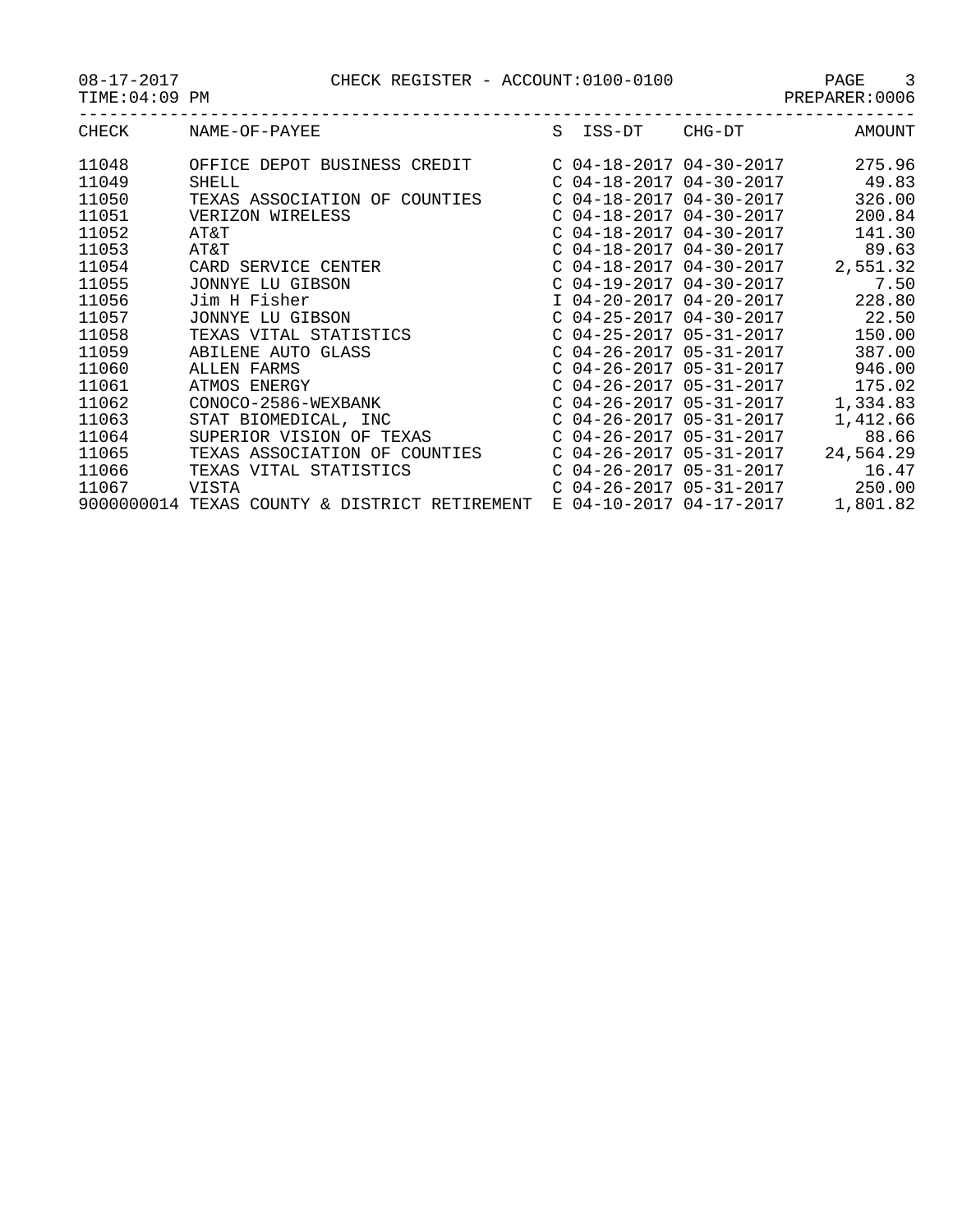08-17-2017 CHECK REGISTER - ACCOUNT:0100-0100

TIME:04:09 PM PREPARER:0006

| CHECK | NAME-OF-PAYEE | S | ISS-DT | CHG-DT | AMOUNT |
|---|---|---|---|---|---|
| 11048 | OFFICE DEPOT BUSINESS CREDIT | C | 04-18-2017 | 04-30-2017 | 275.96 |
| 11049 | SHELL | C | 04-18-2017 | 04-30-2017 | 49.83 |
| 11050 | TEXAS ASSOCIATION OF COUNTIES | C | 04-18-2017 | 04-30-2017 | 326.00 |
| 11051 | VERIZON WIRELESS | C | 04-18-2017 | 04-30-2017 | 200.84 |
| 11052 | AT&T | C | 04-18-2017 | 04-30-2017 | 141.30 |
| 11053 | AT&T | C | 04-18-2017 | 04-30-2017 | 89.63 |
| 11054 | CARD SERVICE CENTER | C | 04-18-2017 | 04-30-2017 | 2,551.32 |
| 11055 | JONNYE LU GIBSON | C | 04-19-2017 | 04-30-2017 | 7.50 |
| 11056 | Jim H Fisher | I | 04-20-2017 | 04-20-2017 | 228.80 |
| 11057 | JONNYE LU GIBSON | C | 04-25-2017 | 04-30-2017 | 22.50 |
| 11058 | TEXAS VITAL STATISTICS | C | 04-25-2017 | 05-31-2017 | 150.00 |
| 11059 | ABILENE AUTO GLASS | C | 04-26-2017 | 05-31-2017 | 387.00 |
| 11060 | ALLEN FARMS | C | 04-26-2017 | 05-31-2017 | 946.00 |
| 11061 | ATMOS ENERGY | C | 04-26-2017 | 05-31-2017 | 175.02 |
| 11062 | CONOCO-2586-WEXBANK | C | 04-26-2017 | 05-31-2017 | 1,334.83 |
| 11063 | STAT BIOMEDICAL, INC | C | 04-26-2017 | 05-31-2017 | 1,412.66 |
| 11064 | SUPERIOR VISION OF TEXAS | C | 04-26-2017 | 05-31-2017 | 88.66 |
| 11065 | TEXAS ASSOCIATION OF COUNTIES | C | 04-26-2017 | 05-31-2017 | 24,564.29 |
| 11066 | TEXAS VITAL STATISTICS | C | 04-26-2017 | 05-31-2017 | 16.47 |
| 11067 | VISTA | C | 04-26-2017 | 05-31-2017 | 250.00 |
| 9000000014 | TEXAS COUNTY & DISTRICT RETIREMENT | E | 04-10-2017 | 04-17-2017 | 1,801.82 |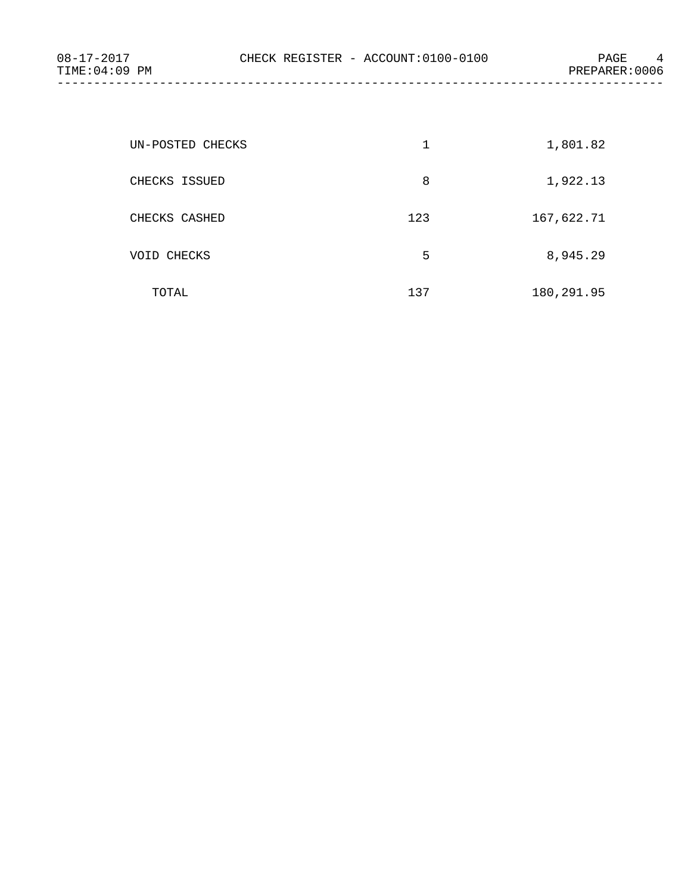| | | |
|---|---|---|
| UN-POSTED CHECKS | 1 | 1,801.82 |
| CHECKS ISSUED | 8 | 1,922.13 |
| CHECKS CASHED | 123 | 167,622.71 |
| VOID CHECKS | 5 | 8,945.29 |
| TOTAL | 137 | 180,291.95 |